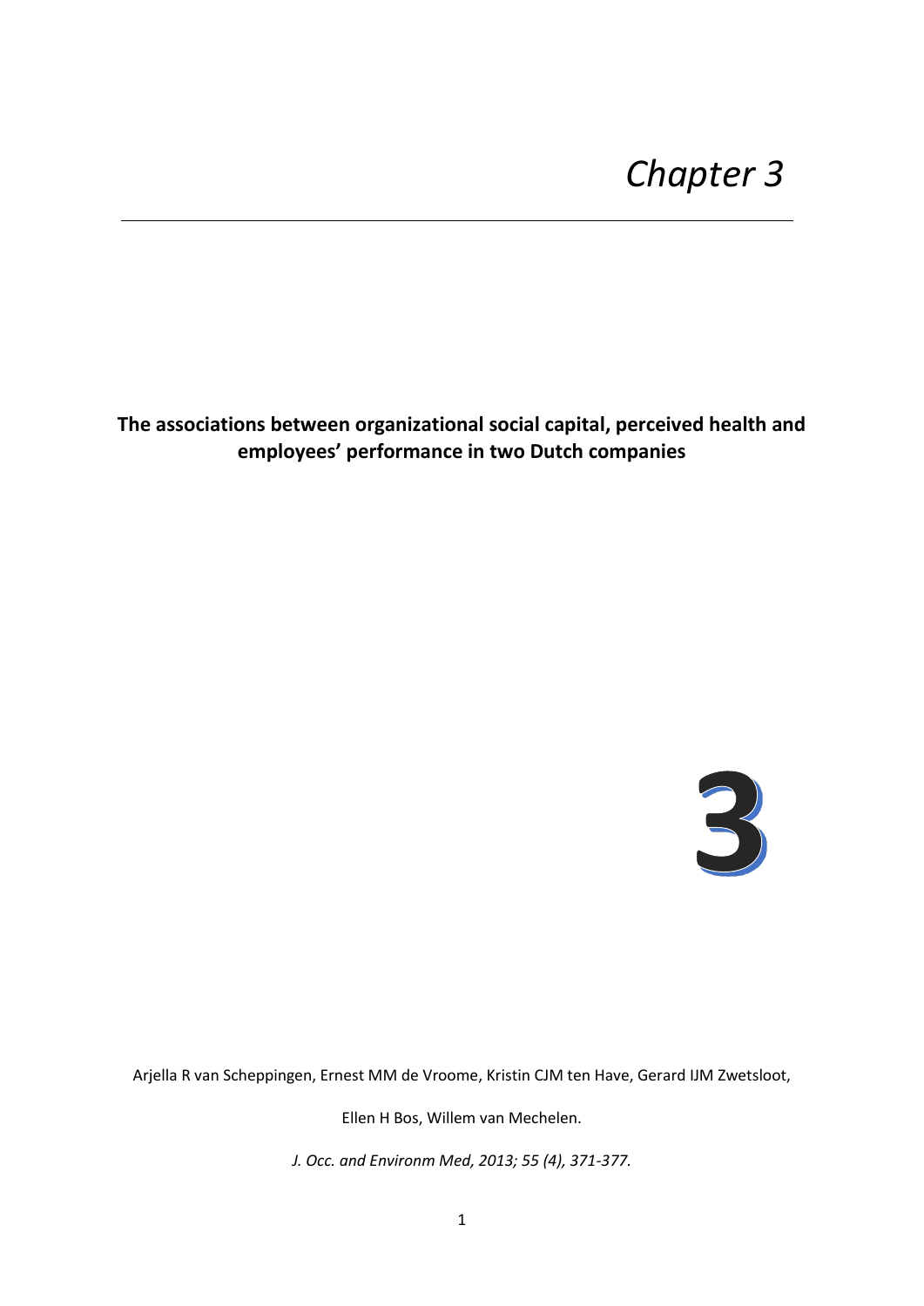# *Chapter 3*

**The associations between organizational social capital, perceived health and employees' performance in two Dutch companies**

3

Arjella R van Scheppingen, Ernest MM de Vroome, Kristin CJM ten Have, Gerard IJM Zwetsloot, Ellen H Bos, Willem van Mechelen.

*J. Occ. and Environm Med, 2013; 55 (4), 371-377.*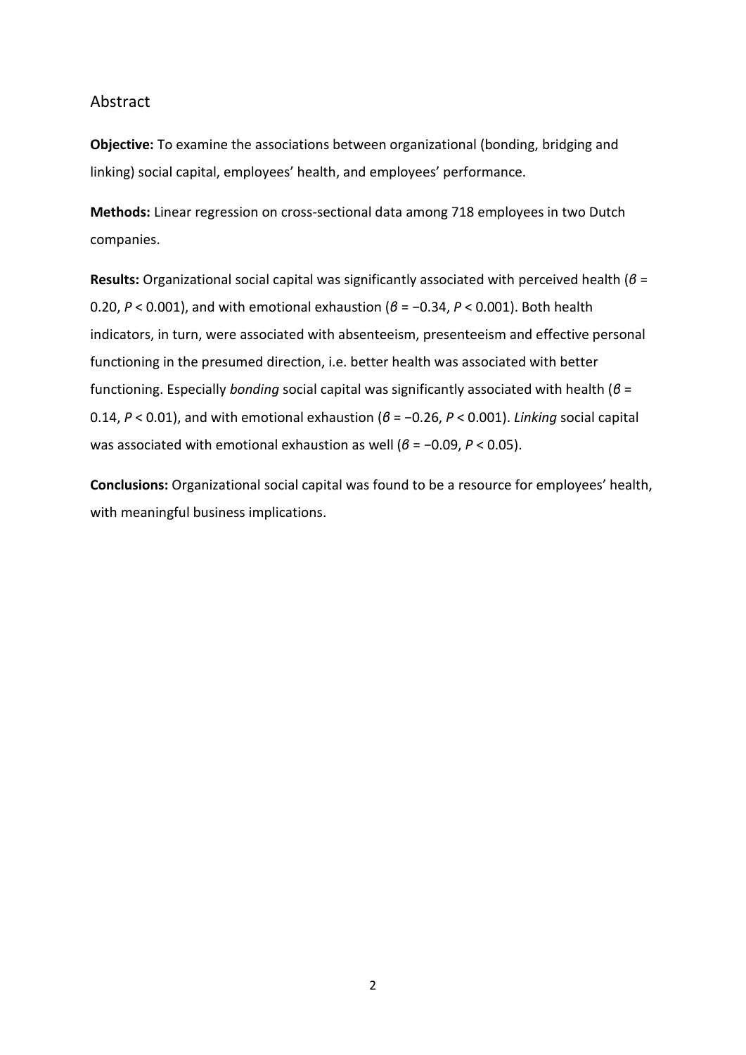## Abstract

**Objective:** To examine the associations between organizational (bonding, bridging and linking) social capital, employees' health, and employees' performance.

**Methods:** Linear regression on cross-sectional data among 718 employees in two Dutch companies.

**Results:** Organizational social capital was significantly associated with perceived health ($\beta$ = 0.20, $P < 0.001$), and with emotional exhaustion ($\beta$ = −0.34, $P < 0.001$). Both health indicators, in turn, were associated with absenteeism, presenteeism and effective personal functioning in the presumed direction, i.e. better health was associated with better functioning. Especially *bonding* social capital was significantly associated with health ($\beta$ = 0.14, $P < 0.01$), and with emotional exhaustion ($\beta$ = −0.26, $P < 0.001$). *Linking* social capital was associated with emotional exhaustion as well ($\beta$ = −0.09, $P < 0.05$).

**Conclusions:** Organizational social capital was found to be a resource for employees' health, with meaningful business implications.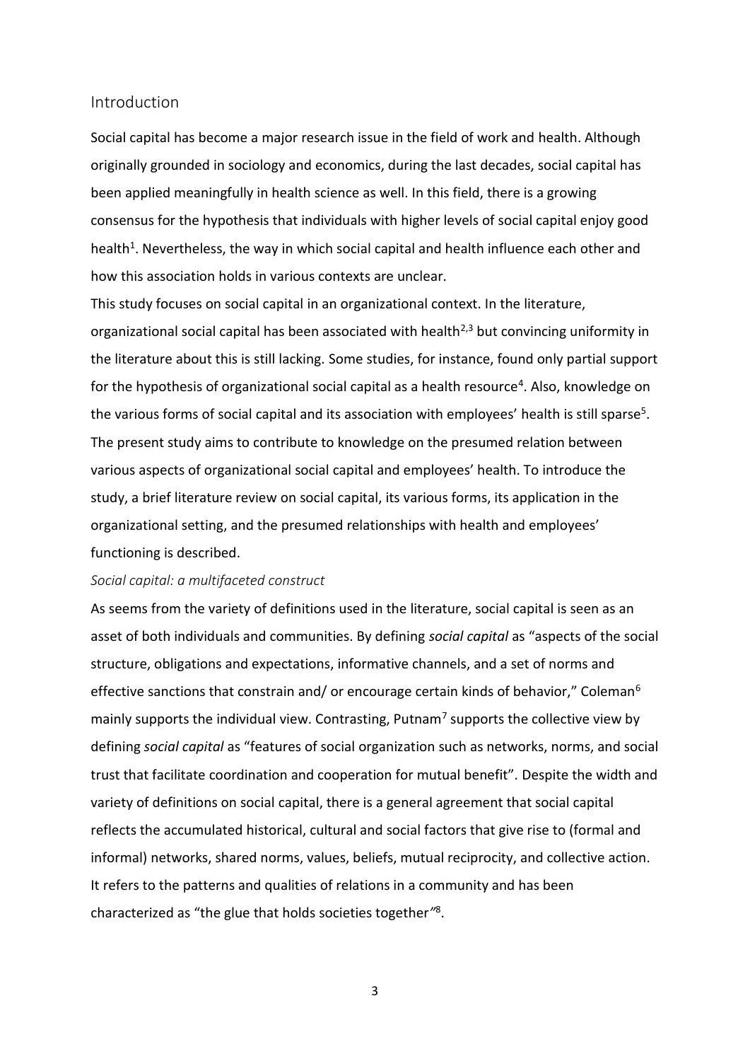## Introduction

Social capital has become a major research issue in the field of work and health. Although originally grounded in sociology and economics, during the last decades, social capital has been applied meaningfully in health science as well. In this field, there is a growing consensus for the hypothesis that individuals with higher levels of social capital enjoy good health[1]. Nevertheless, the way in which social capital and health influence each other and how this association holds in various contexts are unclear.

This study focuses on social capital in an organizational context. In the literature, organizational social capital has been associated with health[2,3] but convincing uniformity in the literature about this is still lacking. Some studies, for instance, found only partial support for the hypothesis of organizational social capital as a health resource[4]. Also, knowledge on the various forms of social capital and its association with employees' health is still sparse[5]. The present study aims to contribute to knowledge on the presumed relation between various aspects of organizational social capital and employees' health. To introduce the study, a brief literature review on social capital, its various forms, its application in the organizational setting, and the presumed relationships with health and employees' functioning is described.

### *Social capital: a multifaceted construct*

As seems from the variety of definitions used in the literature, social capital is seen as an asset of both individuals and communities. By defining *social capital* as "aspects of the social structure, obligations and expectations, informative channels, and a set of norms and effective sanctions that constrain and/ or encourage certain kinds of behavior," Coleman[6] mainly supports the individual view. Contrasting, Putnam[7] supports the collective view by defining *social capital* as "features of social organization such as networks, norms, and social trust that facilitate coordination and cooperation for mutual benefit". Despite the width and variety of definitions on social capital, there is a general agreement that social capital reflects the accumulated historical, cultural and social factors that give rise to (formal and informal) networks, shared norms, values, beliefs, mutual reciprocity, and collective action. It refers to the patterns and qualities of relations in a community and has been characterized as "the glue that holds societies together"[8].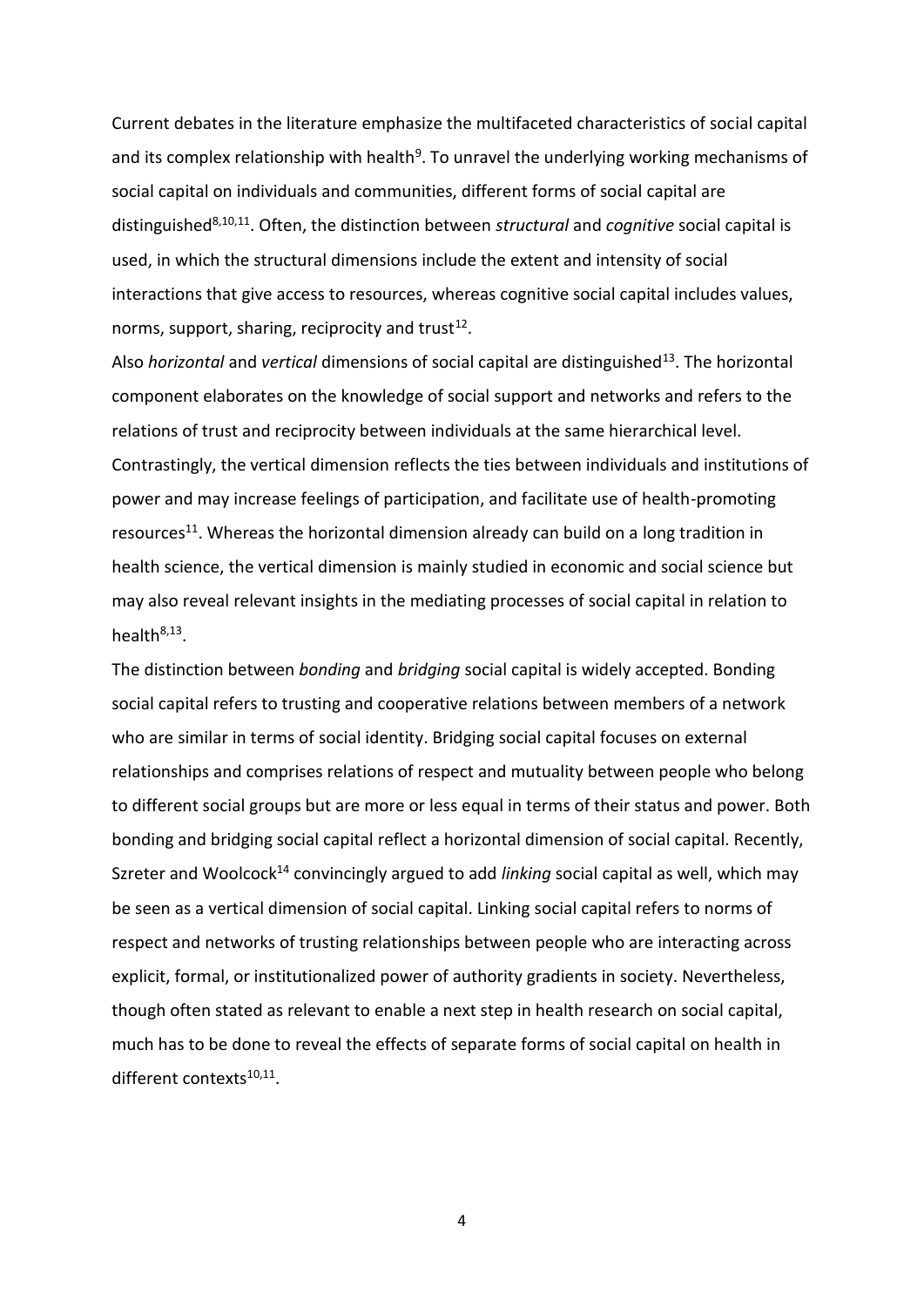Current debates in the literature emphasize the multifaceted characteristics of social capital and its complex relationship with health[9]. To unravel the underlying working mechanisms of social capital on individuals and communities, different forms of social capital are distinguished[8,10,11]. Often, the distinction between *structural* and *cognitive* social capital is used, in which the structural dimensions include the extent and intensity of social interactions that give access to resources, whereas cognitive social capital includes values, norms, support, sharing, reciprocity and trust[12].

Also *horizontal* and *vertical* dimensions of social capital are distinguished[13]. The horizontal component elaborates on the knowledge of social support and networks and refers to the relations of trust and reciprocity between individuals at the same hierarchical level. Contrastingly, the vertical dimension reflects the ties between individuals and institutions of power and may increase feelings of participation, and facilitate use of health-promoting resources[11]. Whereas the horizontal dimension already can build on a long tradition in health science, the vertical dimension is mainly studied in economic and social science but may also reveal relevant insights in the mediating processes of social capital in relation to health[8,13].

The distinction between *bonding* and *bridging* social capital is widely accepted. Bonding social capital refers to trusting and cooperative relations between members of a network who are similar in terms of social identity. Bridging social capital focuses on external relationships and comprises relations of respect and mutuality between people who belong to different social groups but are more or less equal in terms of their status and power. Both bonding and bridging social capital reflect a horizontal dimension of social capital. Recently, Szreter and Woolcock[14] convincingly argued to add *linking* social capital as well, which may be seen as a vertical dimension of social capital. Linking social capital refers to norms of respect and networks of trusting relationships between people who are interacting across explicit, formal, or institutionalized power of authority gradients in society. Nevertheless, though often stated as relevant to enable a next step in health research on social capital, much has to be done to reveal the effects of separate forms of social capital on health in different contexts[10,11].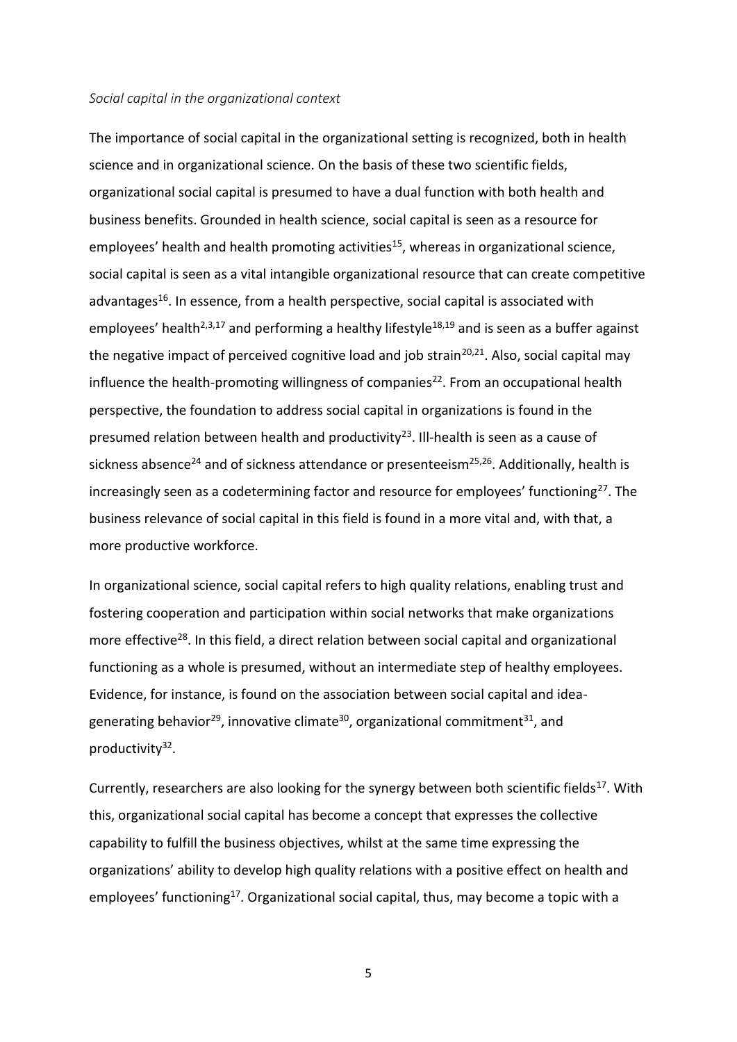*Social capital in the organizational context*

The importance of social capital in the organizational setting is recognized, both in health science and in organizational science. On the basis of these two scientific fields, organizational social capital is presumed to have a dual function with both health and business benefits. Grounded in health science, social capital is seen as a resource for employees' health and health promoting activities[15], whereas in organizational science, social capital is seen as a vital intangible organizational resource that can create competitive advantages[16]. In essence, from a health perspective, social capital is associated with employees' health[2,3,17] and performing a healthy lifestyle[18,19] and is seen as a buffer against the negative impact of perceived cognitive load and job strain[20,21]. Also, social capital may influence the health-promoting willingness of companies[22]. From an occupational health perspective, the foundation to address social capital in organizations is found in the presumed relation between health and productivity[23]. Ill-health is seen as a cause of sickness absence[24] and of sickness attendance or presenteeism[25,26]. Additionally, health is increasingly seen as a codetermining factor and resource for employees' functioning[27]. The business relevance of social capital in this field is found in a more vital and, with that, a more productive workforce.

In organizational science, social capital refers to high quality relations, enabling trust and fostering cooperation and participation within social networks that make organizations more effective[28]. In this field, a direct relation between social capital and organizational functioning as a whole is presumed, without an intermediate step of healthy employees. Evidence, for instance, is found on the association between social capital and idea-generating behavior[29], innovative climate[30], organizational commitment[31], and productivity[32].

Currently, researchers are also looking for the synergy between both scientific fields[17]. With this, organizational social capital has become a concept that expresses the collective capability to fulfill the business objectives, whilst at the same time expressing the organizations' ability to develop high quality relations with a positive effect on health and employees' functioning[17]. Organizational social capital, thus, may become a topic with a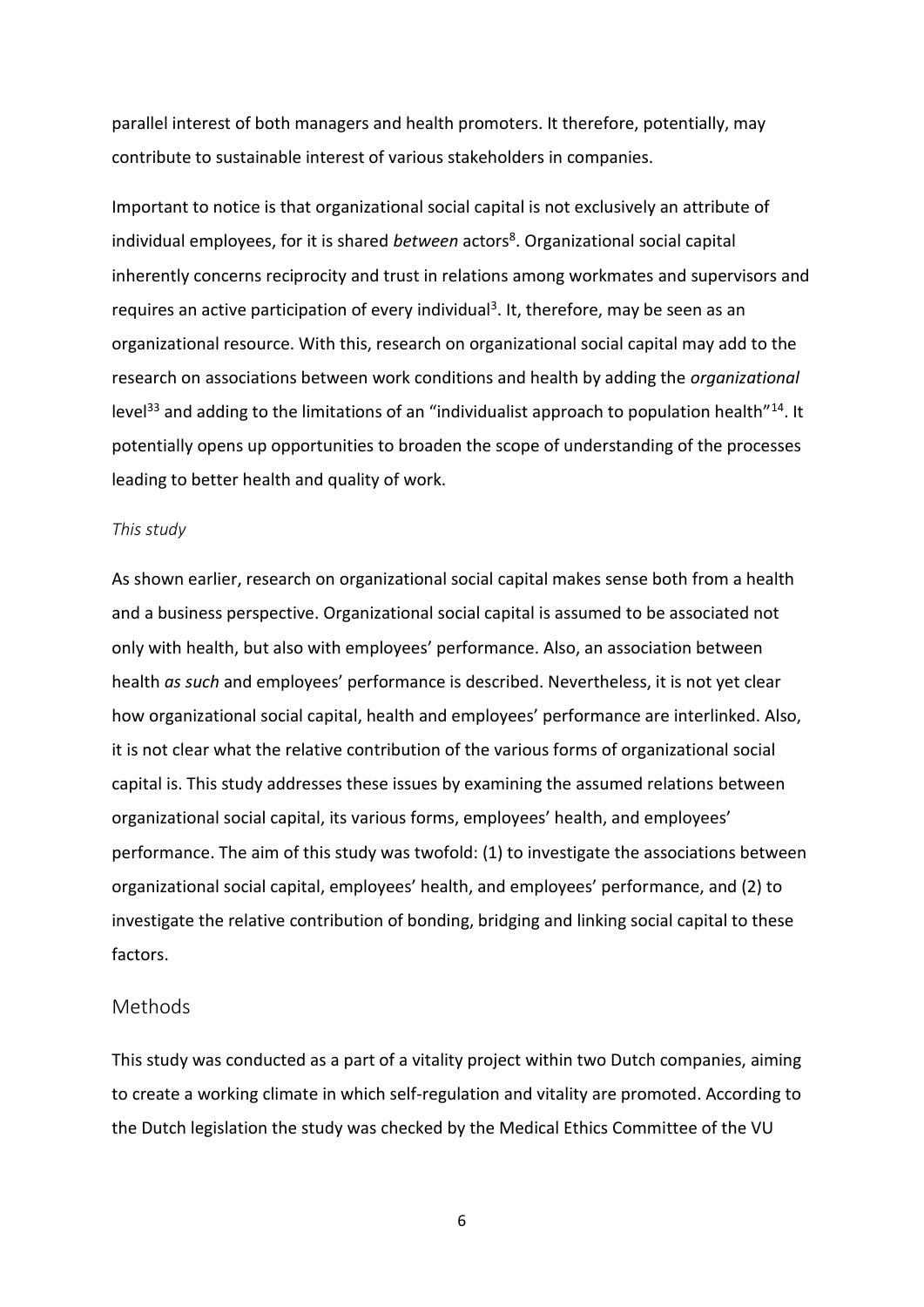parallel interest of both managers and health promoters. It therefore, potentially, may contribute to sustainable interest of various stakeholders in companies.

Important to notice is that organizational social capital is not exclusively an attribute of individual employees, for it is shared *between* actors[8]. Organizational social capital inherently concerns reciprocity and trust in relations among workmates and supervisors and requires an active participation of every individual[3]. It, therefore, may be seen as an organizational resource. With this, research on organizational social capital may add to the research on associations between work conditions and health by adding the *organizational* level[33] and adding to the limitations of an "individualist approach to population health"[14]. It potentially opens up opportunities to broaden the scope of understanding of the processes leading to better health and quality of work.

### *This study*

As shown earlier, research on organizational social capital makes sense both from a health and a business perspective. Organizational social capital is assumed to be associated not only with health, but also with employees' performance. Also, an association between health *as such* and employees' performance is described. Nevertheless, it is not yet clear how organizational social capital, health and employees' performance are interlinked. Also, it is not clear what the relative contribution of the various forms of organizational social capital is. This study addresses these issues by examining the assumed relations between organizational social capital, its various forms, employees' health, and employees' performance. The aim of this study was twofold: (1) to investigate the associations between organizational social capital, employees' health, and employees' performance, and (2) to investigate the relative contribution of bonding, bridging and linking social capital to these factors.

## Methods

This study was conducted as a part of a vitality project within two Dutch companies, aiming to create a working climate in which self-regulation and vitality are promoted. According to the Dutch legislation the study was checked by the Medical Ethics Committee of the VU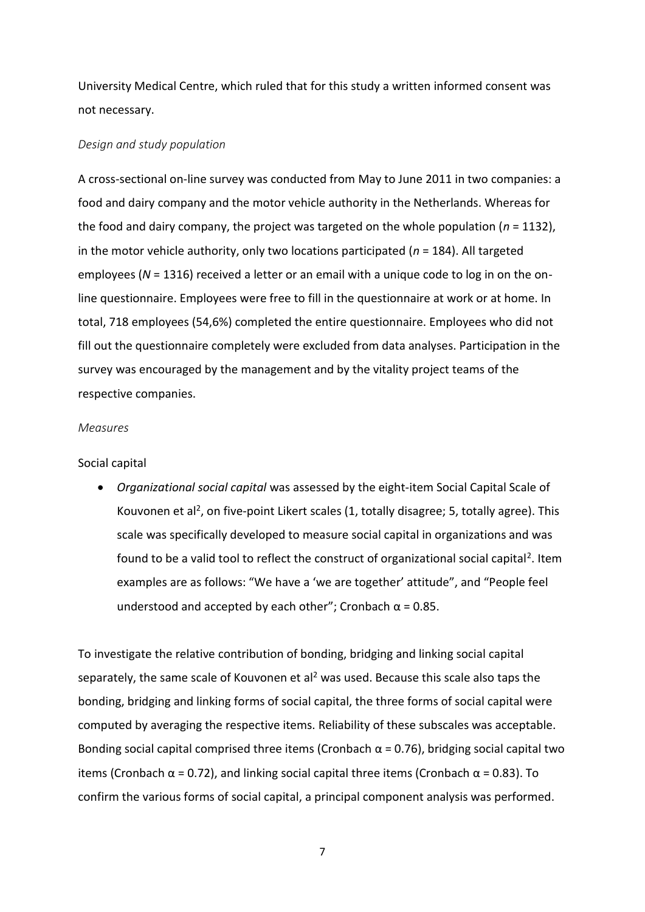University Medical Centre, which ruled that for this study a written informed consent was not necessary.

*Design and study population*

A cross-sectional on-line survey was conducted from May to June 2011 in two companies: a food and dairy company and the motor vehicle authority in the Netherlands. Whereas for the food and dairy company, the project was targeted on the whole population (*n* = 1132), in the motor vehicle authority, only two locations participated (*n* = 184). All targeted employees (*N* = 1316) received a letter or an email with a unique code to log in on the on-line questionnaire. Employees were free to fill in the questionnaire at work or at home. In total, 718 employees (54,6%) completed the entire questionnaire. Employees who did not fill out the questionnaire completely were excluded from data analyses. Participation in the survey was encouraged by the management and by the vitality project teams of the respective companies.

*Measures*

Social capital

- *Organizational social capital* was assessed by the eight-item Social Capital Scale of Kouvonen et al[2], on five-point Likert scales (1, totally disagree; 5, totally agree). This scale was specifically developed to measure social capital in organizations and was found to be a valid tool to reflect the construct of organizational social capital[2]. Item examples are as follows: "We have a 'we are together' attitude", and "People feel understood and accepted by each other"; Cronbach $\alpha = 0.85$.

To investigate the relative contribution of bonding, bridging and linking social capital separately, the same scale of Kouvonen et al[2] was used. Because this scale also taps the bonding, bridging and linking forms of social capital, the three forms of social capital were computed by averaging the respective items. Reliability of these subscales was acceptable. Bonding social capital comprised three items (Cronbach $\alpha = 0.76$), bridging social capital two items (Cronbach $\alpha = 0.72$), and linking social capital three items (Cronbach $\alpha = 0.83$). To confirm the various forms of social capital, a principal component analysis was performed.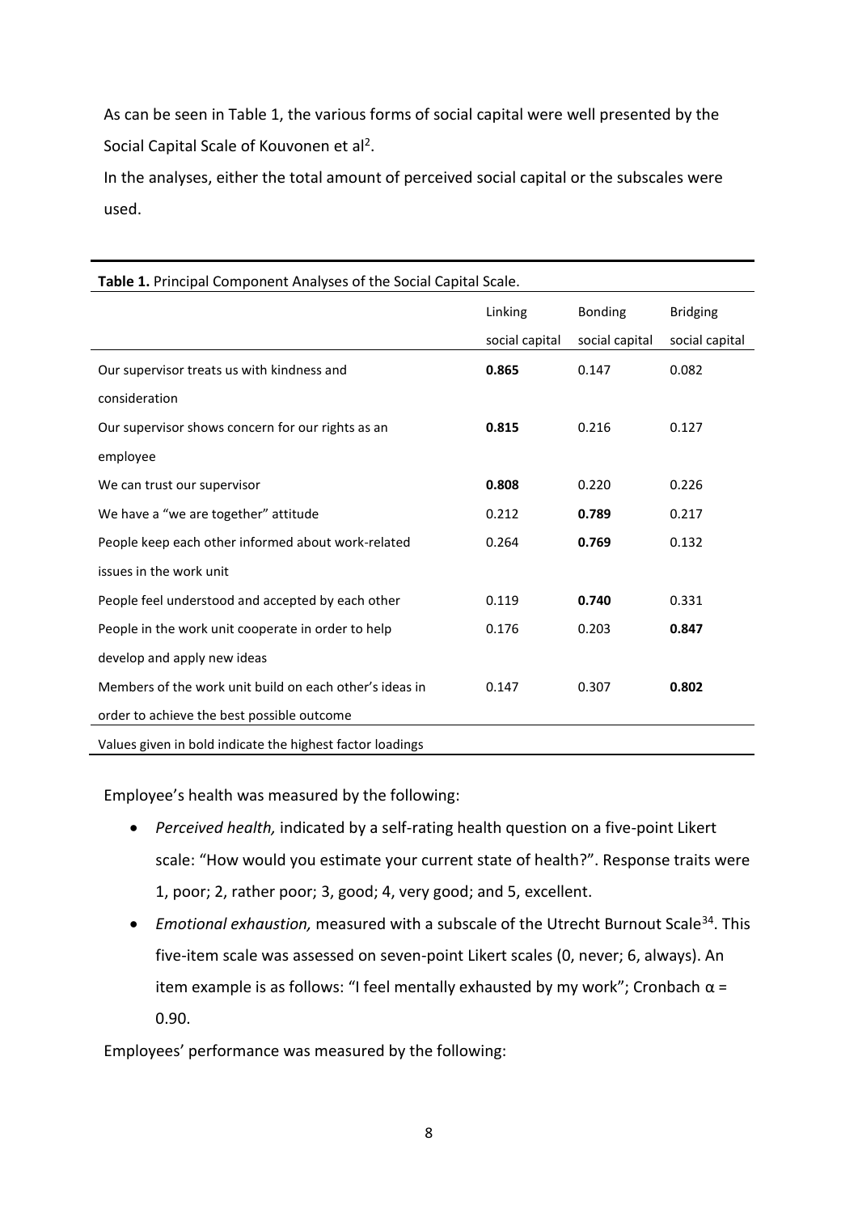As can be seen in Table 1, the various forms of social capital were well presented by the Social Capital Scale of Kouvonen et al[2].

In the analyses, either the total amount of perceived social capital or the subscales were used.

**Table 1.** Principal Component Analyses of the Social Capital Scale.

| | Linking social capital | Bonding social capital | Bridging social capital |
|---|---|---|---|
| Our supervisor treats us with kindness and consideration | **0.865** | 0.147 | 0.082 |
| Our supervisor shows concern for our rights as an employee | **0.815** | 0.216 | 0.127 |
| We can trust our supervisor | **0.808** | 0.220 | 0.226 |
| We have a "we are together" attitude | 0.212 | **0.789** | 0.217 |
| People keep each other informed about work-related issues in the work unit | 0.264 | **0.769** | 0.132 |
| People feel understood and accepted by each other | 0.119 | **0.740** | 0.331 |
| People in the work unit cooperate in order to help develop and apply new ideas | 0.176 | 0.203 | **0.847** |
| Members of the work unit build on each other's ideas in order to achieve the best possible outcome | 0.147 | 0.307 | **0.802** |

Values given in bold indicate the highest factor loadings

Employee's health was measured by the following:

- *Perceived health,* indicated by a self-rating health question on a five-point Likert scale: "How would you estimate your current state of health?". Response traits were 1, poor; 2, rather poor; 3, good; 4, very good; and 5, excellent.
- *Emotional exhaustion,* measured with a subscale of the Utrecht Burnout Scale[34]. This five-item scale was assessed on seven-point Likert scales (0, never; 6, always). An item example is as follows: "I feel mentally exhausted by my work"; Cronbach $\alpha$ = 0.90.

Employees' performance was measured by the following: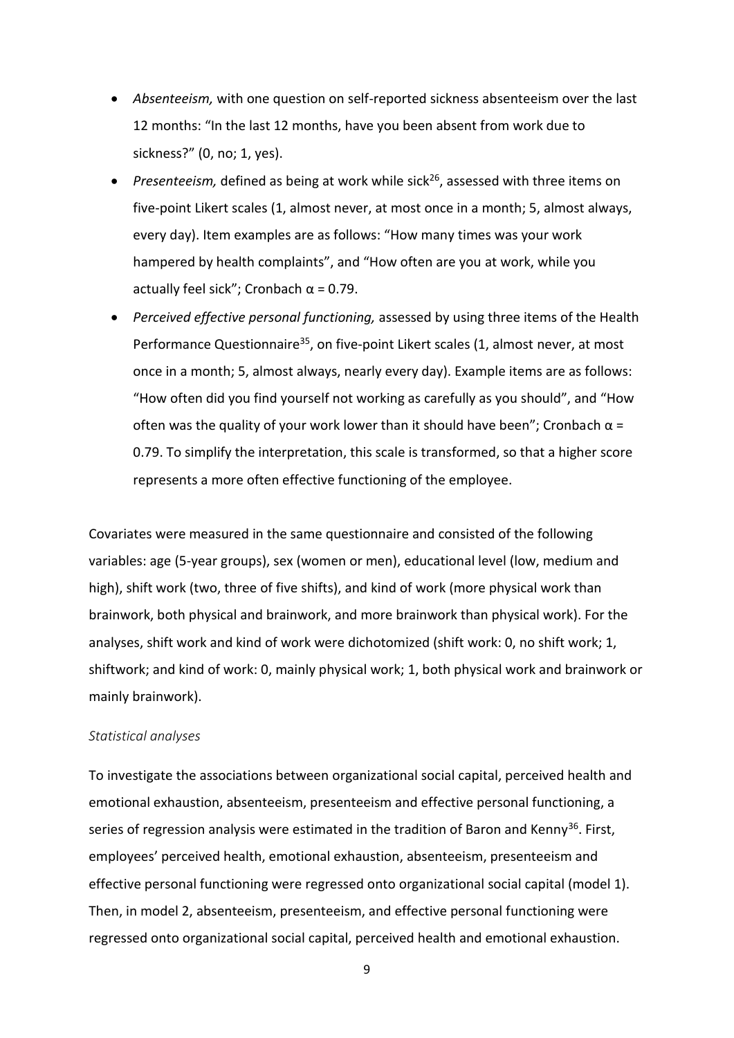- *Absenteeism,* with one question on self-reported sickness absenteeism over the last 12 months: “In the last 12 months, have you been absent from work due to sickness?” (0, no; 1, yes).
- *Presenteeism,* defined as being at work while sick[26], assessed with three items on five-point Likert scales (1, almost never, at most once in a month; 5, almost always, every day). Item examples are as follows: “How many times was your work hampered by health complaints”, and “How often are you at work, while you actually feel sick”; Cronbach $\alpha = 0.79$.
- *Perceived effective personal functioning,* assessed by using three items of the Health Performance Questionnaire[35], on five-point Likert scales (1, almost never, at most once in a month; 5, almost always, nearly every day). Example items are as follows: “How often did you find yourself not working as carefully as you should”, and “How often was the quality of your work lower than it should have been”; Cronbach $\alpha = 0.79$. To simplify the interpretation, this scale is transformed, so that a higher score represents a more often effective functioning of the employee.

Covariates were measured in the same questionnaire and consisted of the following variables: age (5-year groups), sex (women or men), educational level (low, medium and high), shift work (two, three of five shifts), and kind of work (more physical work than brainwork, both physical and brainwork, and more brainwork than physical work). For the analyses, shift work and kind of work were dichotomized (shift work: 0, no shift work; 1, shiftwork; and kind of work: 0, mainly physical work; 1, both physical work and brainwork or mainly brainwork).

*Statistical analyses*

To investigate the associations between organizational social capital, perceived health and emotional exhaustion, absenteeism, presenteeism and effective personal functioning, a series of regression analysis were estimated in the tradition of Baron and Kenny[36]. First, employees’ perceived health, emotional exhaustion, absenteeism, presenteeism and effective personal functioning were regressed onto organizational social capital (model 1). Then, in model 2, absenteeism, presenteeism, and effective personal functioning were regressed onto organizational social capital, perceived health and emotional exhaustion.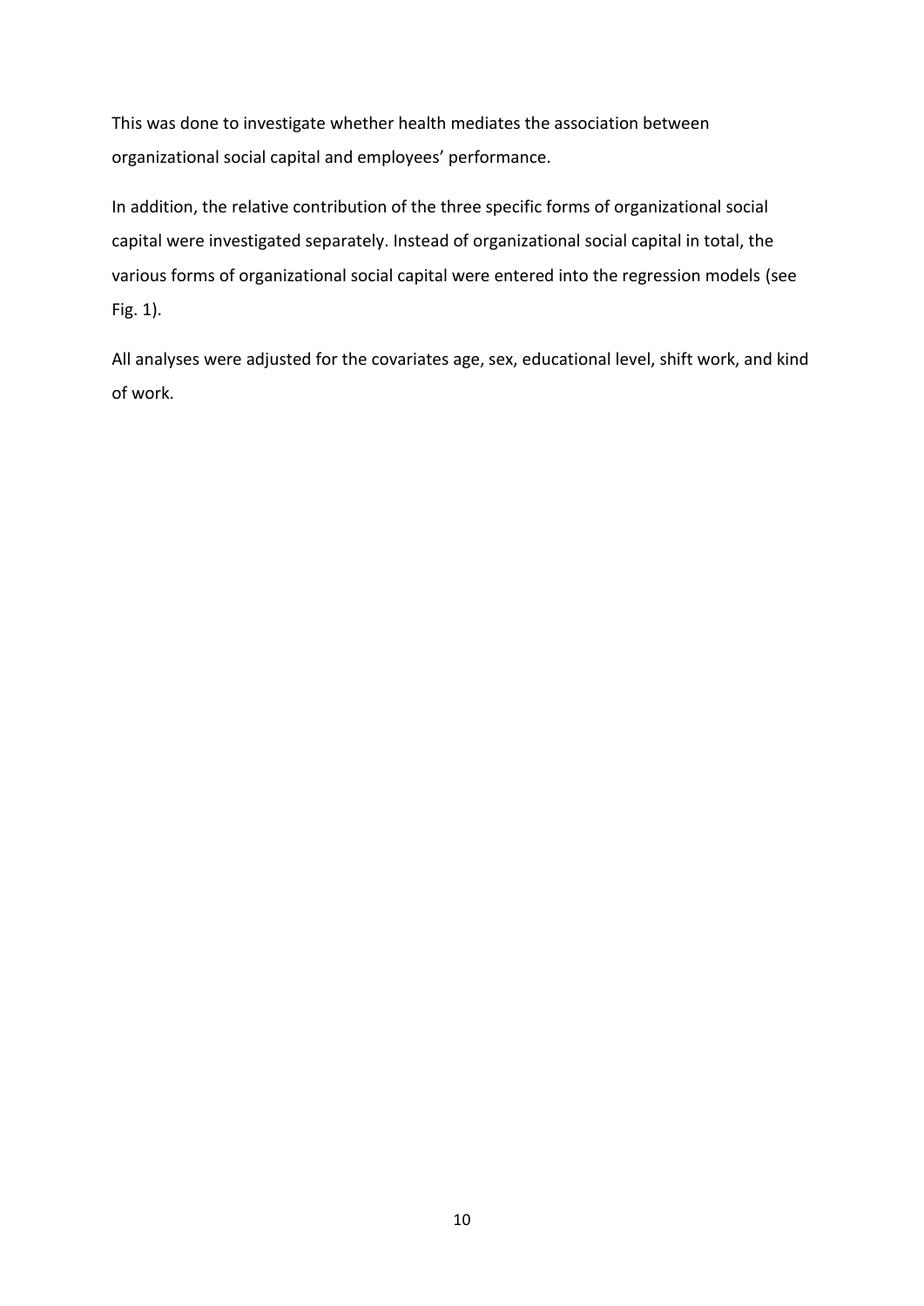This was done to investigate whether health mediates the association between organizational social capital and employees' performance.

In addition, the relative contribution of the three specific forms of organizational social capital were investigated separately. Instead of organizational social capital in total, the various forms of organizational social capital were entered into the regression models (see Fig. 1).

All analyses were adjusted for the covariates age, sex, educational level, shift work, and kind of work.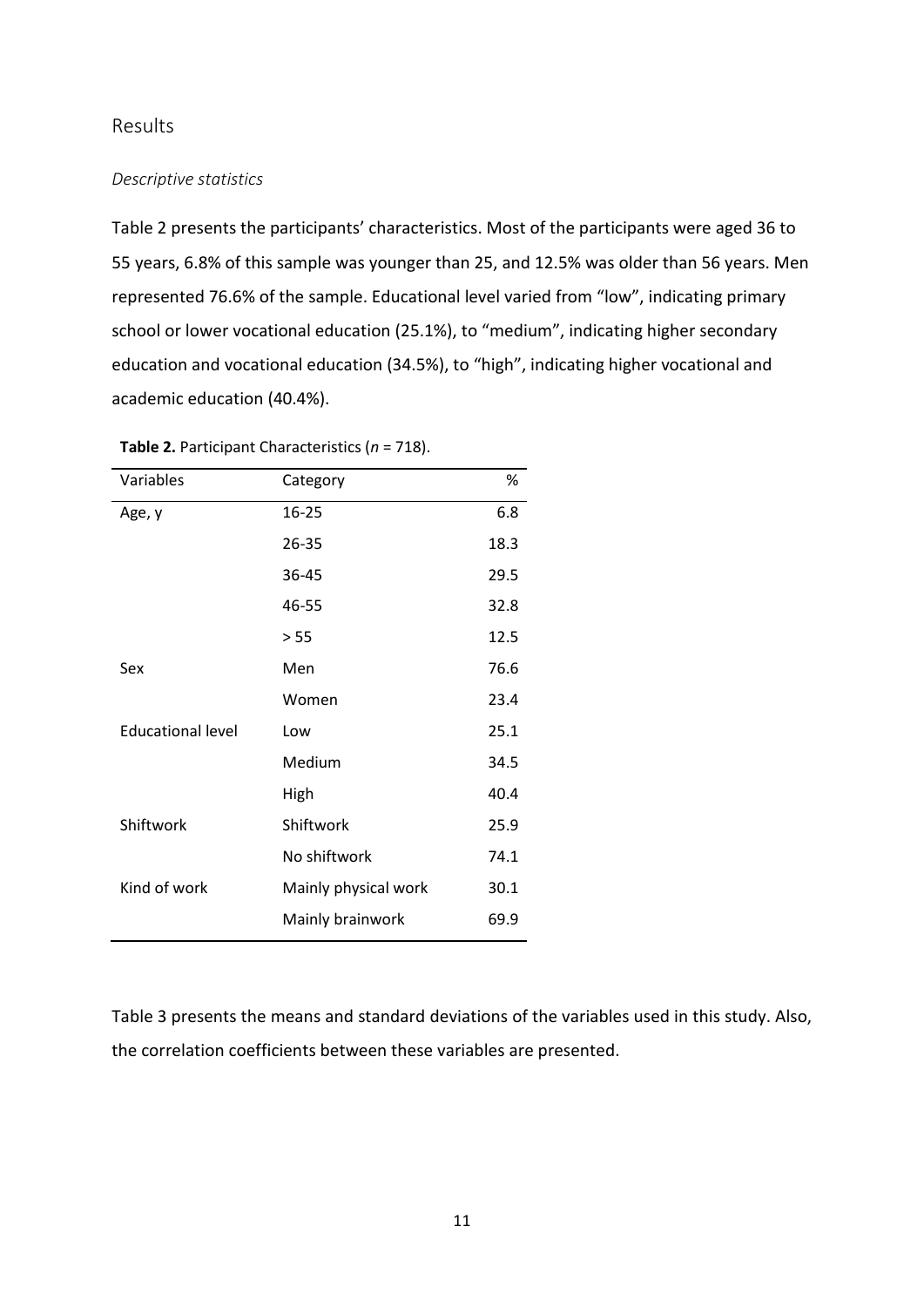## Results

### *Descriptive statistics*

Table 2 presents the participants' characteristics. Most of the participants were aged 36 to 55 years, 6.8% of this sample was younger than 25, and 12.5% was older than 56 years. Men represented 76.6% of the sample. Educational level varied from "low", indicating primary school or lower vocational education (25.1%), to "medium", indicating higher secondary education and vocational education (34.5%), to "high", indicating higher vocational and academic education (40.4%).

**Table 2.** Participant Characteristics (*n* = 718).

| Variables | Category | % |
|---|---|---|
| Age, y | 16-25 | 6.8 |
| | 26-35 | 18.3 |
| | 36-45 | 29.5 |
| | 46-55 | 32.8 |
| | > 55 | 12.5 |
| Sex | Men | 76.6 |
| | Women | 23.4 |
| Educational level | Low | 25.1 |
| | Medium | 34.5 |
| | High | 40.4 |
| Shiftwork | Shiftwork | 25.9 |
| | No shiftwork | 74.1 |
| Kind of work | Mainly physical work | 30.1 |
| | Mainly brainwork | 69.9 |

Table 3 presents the means and standard deviations of the variables used in this study. Also, the correlation coefficients between these variables are presented.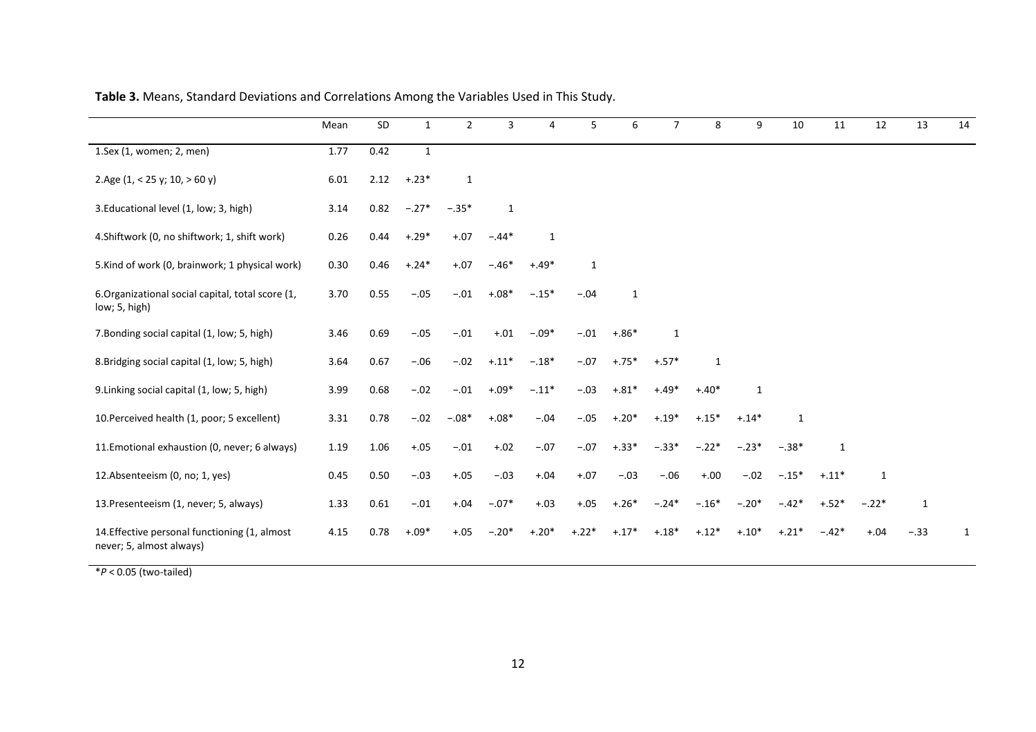**Table 3.** Means, Standard Deviations and Correlations Among the Variables Used in This Study.

| | Mean | SD | 1 | 2 | 3 | 4 | 5 | 6 | 7 | 8 | 9 | 10 | 11 | 12 | 13 | 14 |
|---|---|---|---|---|---|---|---|---|---|---|---|---|---|---|---|---|
| 1.Sex (1, women; 2, men) | 1.77 | 0.42 | 1 | | | | | | | | | | | | | |
| 2.Age (1, < 25 y; 10, > 60 y) | 6.01 | 2.12 | +.23* | 1 | | | | | | | | | | | | |
| 3.Educational level (1, low; 3, high) | 3.14 | 0.82 | −.27* | −.35* | 1 | | | | | | | | | | | |
| 4.Shiftwork (0, no shiftwork; 1, shift work) | 0.26 | 0.44 | +.29* | +.07 | −.44* | 1 | | | | | | | | | | |
| 5.Kind of work (0, brainwork; 1 physical work) | 0.30 | 0.46 | +.24* | +.07 | −.46* | +.49* | 1 | | | | | | | | | |
| 6.Organizational social capital, total score (1, low; 5, high) | 3.70 | 0.55 | −.05 | −.01 | +.08* | −.15* | −.04 | 1 | | | | | | | | |
| 7.Bonding social capital (1, low; 5, high) | 3.46 | 0.69 | −.05 | −.01 | +.01 | −.09* | −.01 | +.86* | 1 | | | | | | | |
| 8.Bridging social capital (1, low; 5, high) | 3.64 | 0.67 | −.06 | −.02 | +.11* | −.18* | −.07 | +.75* | +.57* | 1 | | | | | | |
| 9.Linking social capital (1, low; 5, high) | 3.99 | 0.68 | −.02 | −.01 | +.09* | −.11* | −.03 | +.81* | +.49* | +.40* | 1 | | | | | |
| 10.Perceived health (1, poor; 5 excellent) | 3.31 | 0.78 | −.02 | −.08* | +.08* | −.04 | −.05 | +.20* | +.19* | +.15* | +.14* | 1 | | | | |
| 11.Emotional exhaustion (0, never; 6 always) | 1.19 | 1.06 | +.05 | −.01 | +.02 | −.07 | −.07 | +.33* | −.33* | −.22* | −.23* | −.38* | 1 | | | |
| 12.Absenteeism (0, no; 1, yes) | 0.45 | 0.50 | −.03 | +.05 | −.03 | +.04 | +.07 | −.03 | −.06 | +.00 | −.02 | −.15* | +.11* | 1 | | |
| 13.Presenteeism (1, never; 5, always) | 1.33 | 0.61 | −.01 | +.04 | −.07* | +.03 | +.05 | +.26* | −.24* | −.16* | −.20* | −.42* | +.52* | −.22* | 1 | |
| 14.Effective personal functioning (1, almost never; 5, almost always) | 4.15 | 0.78 | +.09* | +.05 | −.20* | +.20* | +.22* | +.17* | +.18* | +.12* | +.10* | +.21* | −.42* | +.04 | −.33 | 1 |

*$P < 0.05$ (two-tailed)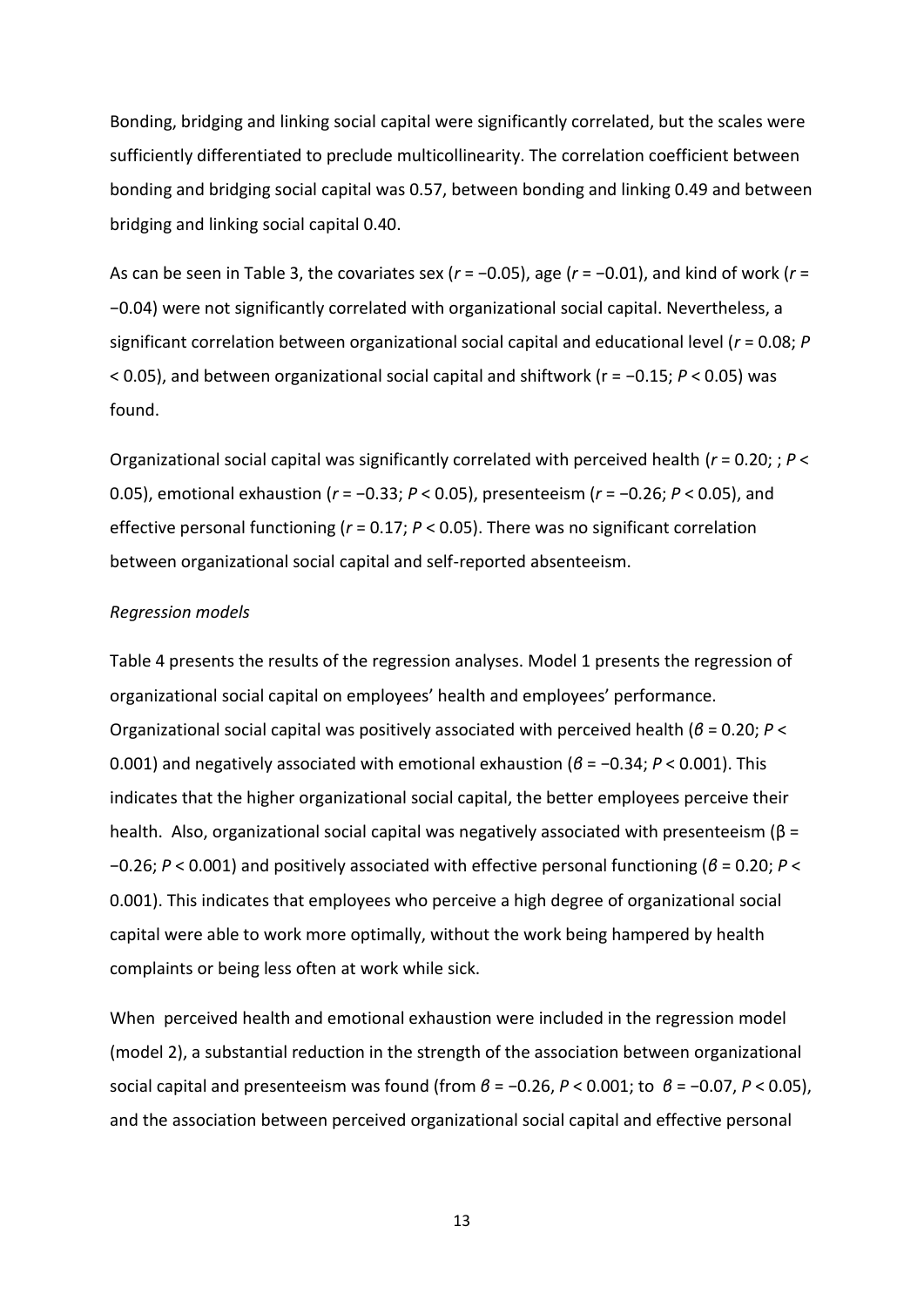Bonding, bridging and linking social capital were significantly correlated, but the scales were sufficiently differentiated to preclude multicollinearity. The correlation coefficient between bonding and bridging social capital was 0.57, between bonding and linking 0.49 and between bridging and linking social capital 0.40.

As can be seen in Table 3, the covariates sex ($r = -0.05$), age ($r = -0.01$), and kind of work ($r = -0.04$) were not significantly correlated with organizational social capital. Nevertheless, a significant correlation between organizational social capital and educational level ($r = 0.08$; $P < 0.05$), and between organizational social capital and shiftwork ($r = -0.15$; $P < 0.05$) was found.

Organizational social capital was significantly correlated with perceived health ($r = 0.20$; ; $P < 0.05$), emotional exhaustion ($r = -0.33$; $P < 0.05$), presenteeism ($r = -0.26$; $P < 0.05$), and effective personal functioning ($r = 0.17$; $P < 0.05$). There was no significant correlation between organizational social capital and self-reported absenteeism.

*Regression models*

Table 4 presents the results of the regression analyses. Model 1 presents the regression of organizational social capital on employees' health and employees' performance. Organizational social capital was positively associated with perceived health ($\beta = 0.20$; $P < 0.001$) and negatively associated with emotional exhaustion ($\beta = -0.34$; $P < 0.001$). This indicates that the higher organizational social capital, the better employees perceive their health. Also, organizational social capital was negatively associated with presenteeism ($\beta = -0.26$; $P < 0.001$) and positively associated with effective personal functioning ($\beta = 0.20$; $P < 0.001$). This indicates that employees who perceive a high degree of organizational social capital were able to work more optimally, without the work being hampered by health complaints or being less often at work while sick.

When perceived health and emotional exhaustion were included in the regression model (model 2), a substantial reduction in the strength of the association between organizational social capital and presenteeism was found (from $\beta = -0.26$, $P < 0.001$; to $\beta = -0.07$, $P < 0.05$), and the association between perceived organizational social capital and effective personal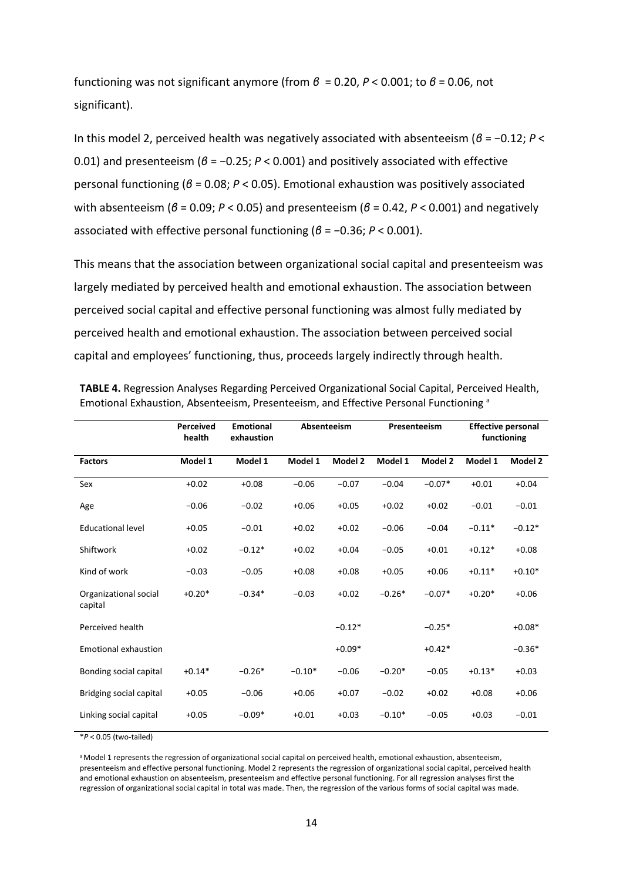functioning was not significant anymore (from $\beta = 0.20$, $P < 0.001$; to $\beta = 0.06$, not significant).

In this model 2, perceived health was negatively associated with absenteeism ($\beta = -0.12$; $P < 0.01$) and presenteeism ($\beta = -0.25$; $P < 0.001$) and positively associated with effective personal functioning ($\beta = 0.08$; $P < 0.05$). Emotional exhaustion was positively associated with absenteeism ($\beta = 0.09$; $P < 0.05$) and presenteeism ($\beta = 0.42$, $P < 0.001$) and negatively associated with effective personal functioning ($\beta = -0.36$; $P < 0.001$).

This means that the association between organizational social capital and presenteeism was largely mediated by perceived health and emotional exhaustion. The association between perceived social capital and effective personal functioning was almost fully mediated by perceived health and emotional exhaustion. The association between perceived social capital and employees' functioning, thus, proceeds largely indirectly through health.

**TABLE 4.** Regression Analyses Regarding Perceived Organizational Social Capital, Perceived Health, Emotional Exhaustion, Absenteeism, Presenteeism, and Effective Personal Functioning [a]

| | Perceived health | Emotional exhaustion | Absenteeism | | Presenteeism | | Effective personal functioning | |
|---|---|---|---|---|---|---|---|---|
| **Factors** | **Model 1** | **Model 1** | **Model 1** | **Model 2** | **Model 1** | **Model 2** | **Model 1** | **Model 2** |
| Sex | +0.02 | +0.08 | −0.06 | −0.07 | −0.04 | −0.07* | +0.01 | +0.04 |
| Age | −0.06 | −0.02 | +0.06 | +0.05 | +0.02 | +0.02 | −0.01 | −0.01 |
| Educational level | +0.05 | −0.01 | +0.02 | +0.02 | −0.06 | −0.04 | −0.11* | −0.12* |
| Shiftwork | +0.02 | −0.12* | +0.02 | +0.04 | −0.05 | +0.01 | +0.12* | +0.08 |
| Kind of work | −0.03 | −0.05 | +0.08 | +0.08 | +0.05 | +0.06 | +0.11* | +0.10* |
| Organizational social capital | +0.20* | −0.34* | −0.03 | +0.02 | −0.26* | −0.07* | +0.20* | +0.06 |
| Perceived health | | | | −0.12* | | −0.25* | | +0.08* |
| Emotional exhaustion | | | | +0.09* | | +0.42* | | −0.36* |
| Bonding social capital | +0.14* | −0.26* | −0.10* | −0.06 | −0.20* | −0.05 | +0.13* | +0.03 |
| Bridging social capital | +0.05 | −0.06 | +0.06 | +0.07 | −0.02 | +0.02 | +0.08 | +0.06 |
| Linking social capital | +0.05 | −0.09* | +0.01 | +0.03 | −0.10* | −0.05 | +0.03 | −0.01 |

*$P < 0.05$ (two-tailed)

[a] Model 1 represents the regression of organizational social capital on perceived health, emotional exhaustion, absenteeism, presenteeism and effective personal functioning. Model 2 represents the regression of organizational social capital, perceived health and emotional exhaustion on absenteeism, presenteeism and effective personal functioning. For all regression analyses first the regression of organizational social capital in total was made. Then, the regression of the various forms of social capital was made.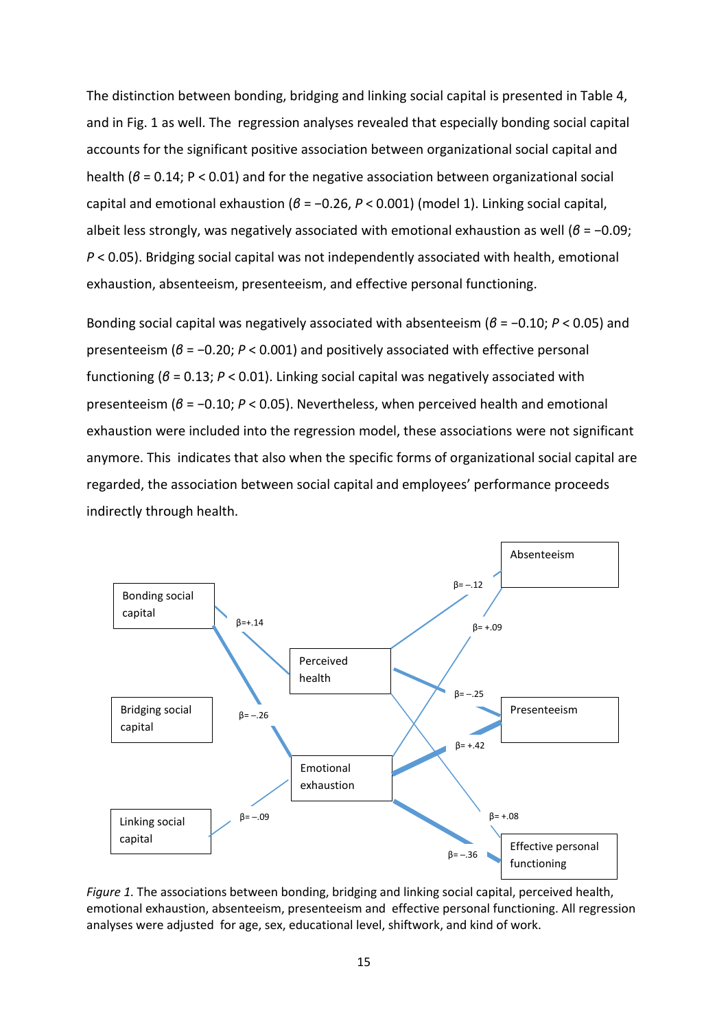The distinction between bonding, bridging and linking social capital is presented in Table 4, and in Fig. 1 as well. The regression analyses revealed that especially bonding social capital accounts for the significant positive association between organizational social capital and health ($\beta = 0.14$; $P < 0.01$) and for the negative association between organizational social capital and emotional exhaustion ($\beta = -0.26$, $P < 0.001$) (model 1). Linking social capital, albeit less strongly, was negatively associated with emotional exhaustion as well ($\beta = -0.09$; $P < 0.05$). Bridging social capital was not independently associated with health, emotional exhaustion, absenteeism, presenteeism, and effective personal functioning.

Bonding social capital was negatively associated with absenteeism ($\beta = -0.10$; $P < 0.05$) and presenteeism ($\beta = -0.20$; $P < 0.001$) and positively associated with effective personal functioning ($\beta = 0.13$; $P < 0.01$). Linking social capital was negatively associated with presenteeism ($\beta = -0.10$; $P < 0.05$). Nevertheless, when perceived health and emotional exhaustion were included into the regression model, these associations were not significant anymore. This indicates that also when the specific forms of organizational social capital are regarded, the association between social capital and employees' performance proceeds indirectly through health.

*Figure 1.* The associations between bonding, bridging and linking social capital, perceived health, emotional exhaustion, absenteeism, presenteeism and effective personal functioning. All regression analyses were adjusted for age, sex, educational level, shiftwork, and kind of work.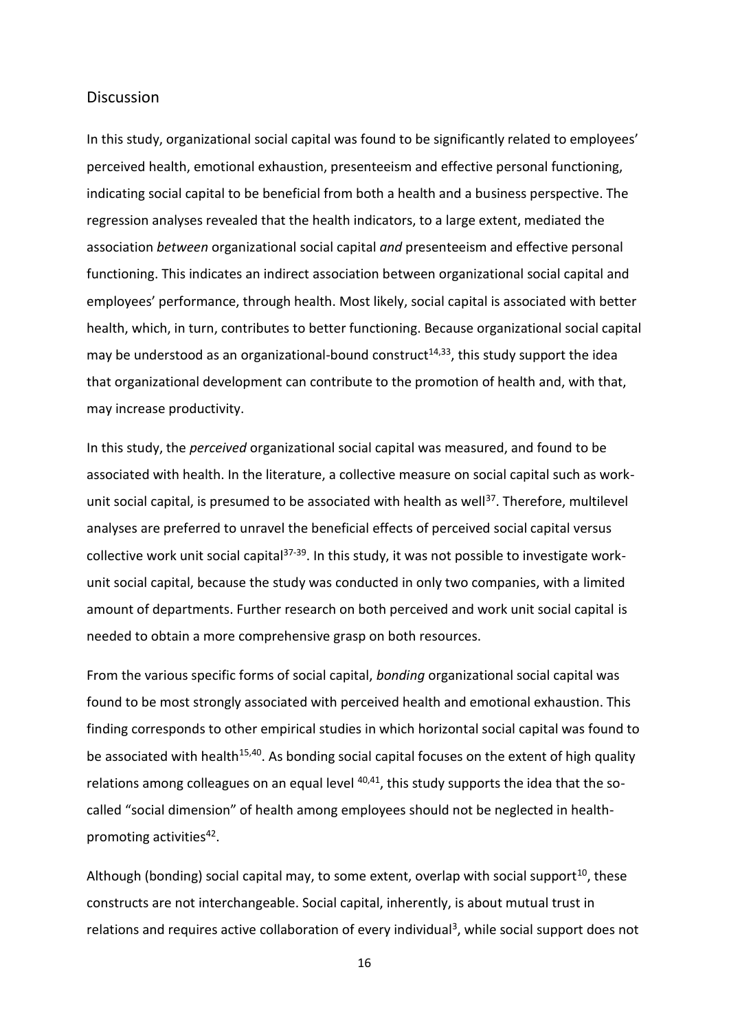## Discussion

In this study, organizational social capital was found to be significantly related to employees' perceived health, emotional exhaustion, presenteeism and effective personal functioning, indicating social capital to be beneficial from both a health and a business perspective. The regression analyses revealed that the health indicators, to a large extent, mediated the association *between* organizational social capital *and* presenteeism and effective personal functioning. This indicates an indirect association between organizational social capital and employees' performance, through health. Most likely, social capital is associated with better health, which, in turn, contributes to better functioning. Because organizational social capital may be understood as an organizational-bound construct[14,33], this study support the idea that organizational development can contribute to the promotion of health and, with that, may increase productivity.

In this study, the *perceived* organizational social capital was measured, and found to be associated with health. In the literature, a collective measure on social capital such as work-unit social capital, is presumed to be associated with health as well[37]. Therefore, multilevel analyses are preferred to unravel the beneficial effects of perceived social capital versus collective work unit social capital[37-39]. In this study, it was not possible to investigate work-unit social capital, because the study was conducted in only two companies, with a limited amount of departments. Further research on both perceived and work unit social capital is needed to obtain a more comprehensive grasp on both resources.

From the various specific forms of social capital, *bonding* organizational social capital was found to be most strongly associated with perceived health and emotional exhaustion. This finding corresponds to other empirical studies in which horizontal social capital was found to be associated with health[15,40]. As bonding social capital focuses on the extent of high quality relations among colleagues on an equal level [40,41], this study supports the idea that the so-called "social dimension" of health among employees should not be neglected in health-promoting activities[42].

Although (bonding) social capital may, to some extent, overlap with social support[10], these constructs are not interchangeable. Social capital, inherently, is about mutual trust in relations and requires active collaboration of every individual[3], while social support does not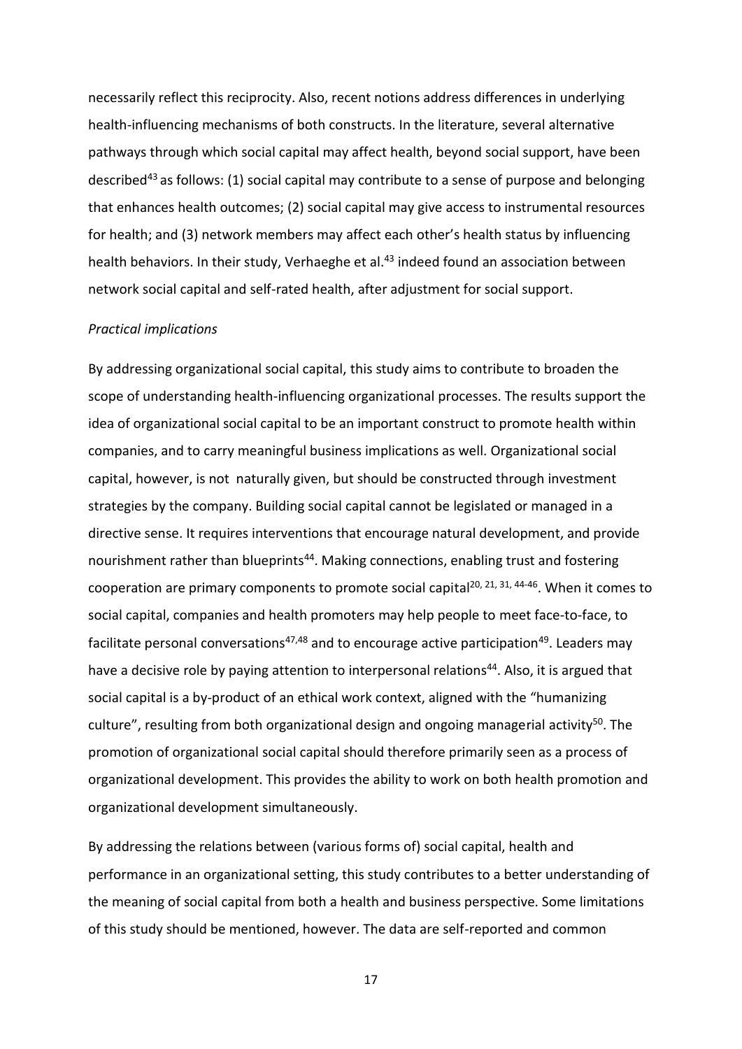necessarily reflect this reciprocity. Also, recent notions address differences in underlying health-influencing mechanisms of both constructs. In the literature, several alternative pathways through which social capital may affect health, beyond social support, have been described[43] as follows: (1) social capital may contribute to a sense of purpose and belonging that enhances health outcomes; (2) social capital may give access to instrumental resources for health; and (3) network members may affect each other's health status by influencing health behaviors. In their study, Verhaeghe et al.[43] indeed found an association between network social capital and self-rated health, after adjustment for social support.

*Practical implications*

By addressing organizational social capital, this study aims to contribute to broaden the scope of understanding health-influencing organizational processes. The results support the idea of organizational social capital to be an important construct to promote health within companies, and to carry meaningful business implications as well. Organizational social capital, however, is not naturally given, but should be constructed through investment strategies by the company. Building social capital cannot be legislated or managed in a directive sense. It requires interventions that encourage natural development, and provide nourishment rather than blueprints[44]. Making connections, enabling trust and fostering cooperation are primary components to promote social capital[20, 21, 31, 44-46]. When it comes to social capital, companies and health promoters may help people to meet face-to-face, to facilitate personal conversations[47,48] and to encourage active participation[49]. Leaders may have a decisive role by paying attention to interpersonal relations[44]. Also, it is argued that social capital is a by-product of an ethical work context, aligned with the "humanizing culture", resulting from both organizational design and ongoing managerial activity[50]. The promotion of organizational social capital should therefore primarily seen as a process of organizational development. This provides the ability to work on both health promotion and organizational development simultaneously.

By addressing the relations between (various forms of) social capital, health and performance in an organizational setting, this study contributes to a better understanding of the meaning of social capital from both a health and business perspective. Some limitations of this study should be mentioned, however. The data are self-reported and common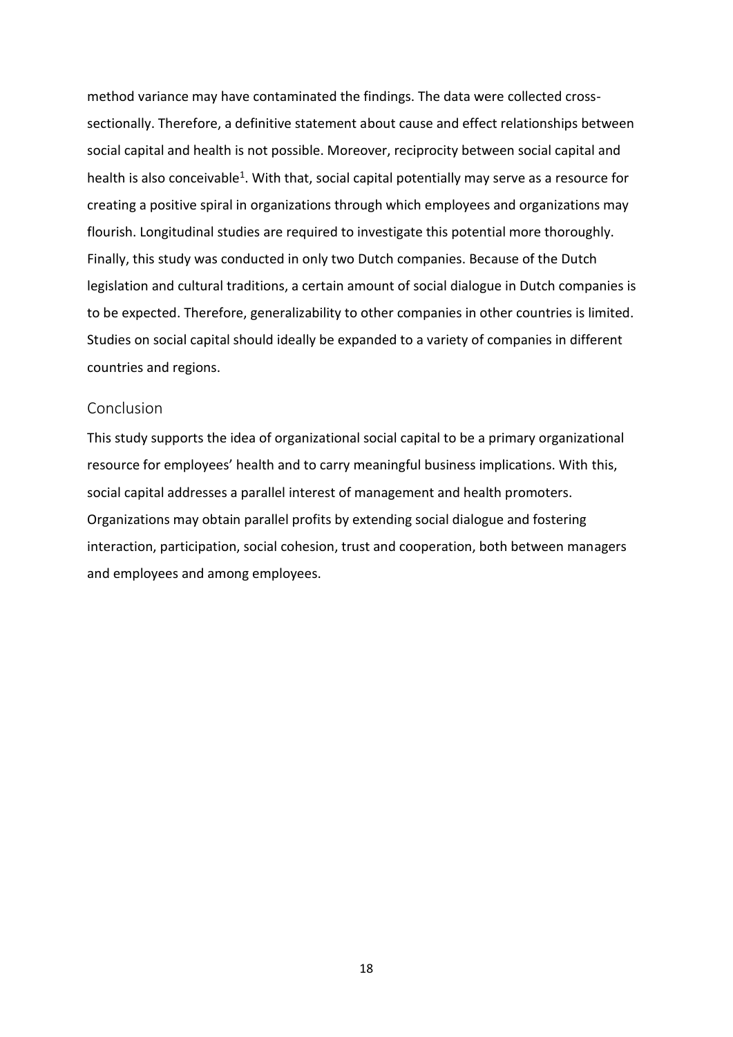method variance may have contaminated the findings. The data were collected cross-sectionally. Therefore, a definitive statement about cause and effect relationships between social capital and health is not possible. Moreover, reciprocity between social capital and health is also conceivable[1]. With that, social capital potentially may serve as a resource for creating a positive spiral in organizations through which employees and organizations may flourish. Longitudinal studies are required to investigate this potential more thoroughly. Finally, this study was conducted in only two Dutch companies. Because of the Dutch legislation and cultural traditions, a certain amount of social dialogue in Dutch companies is to be expected. Therefore, generalizability to other companies in other countries is limited. Studies on social capital should ideally be expanded to a variety of companies in different countries and regions.

## Conclusion

This study supports the idea of organizational social capital to be a primary organizational resource for employees' health and to carry meaningful business implications. With this, social capital addresses a parallel interest of management and health promoters. Organizations may obtain parallel profits by extending social dialogue and fostering interaction, participation, social cohesion, trust and cooperation, both between managers and employees and among employees.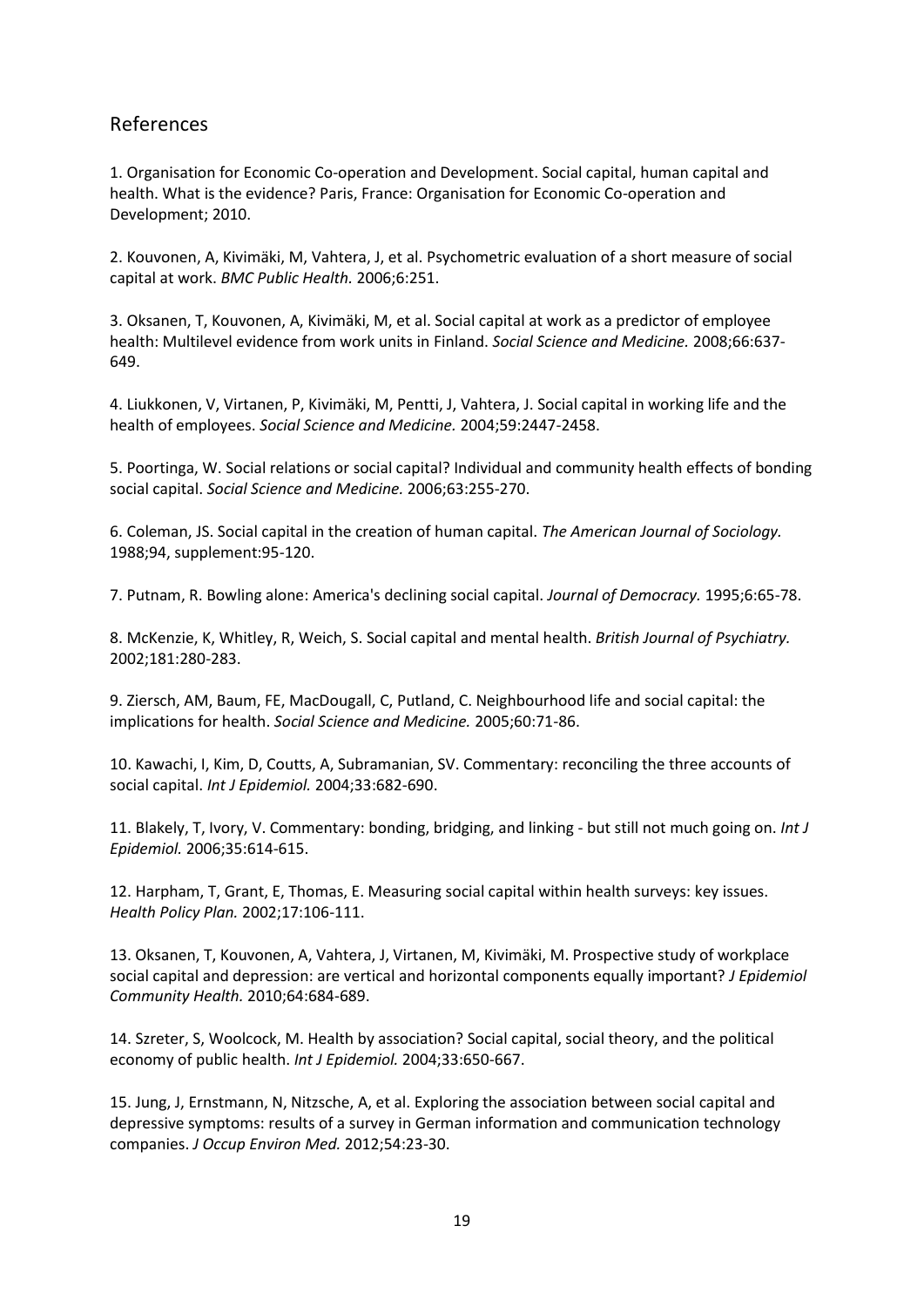## References

1. Organisation for Economic Co-operation and Development. Social capital, human capital and health. What is the evidence? Paris, France: Organisation for Economic Co-operation and Development; 2010.

2. Kouvonen, A, Kivimäki, M, Vahtera, J, et al. Psychometric evaluation of a short measure of social capital at work. *BMC Public Health.* 2006;6:251.

3. Oksanen, T, Kouvonen, A, Kivimäki, M, et al. Social capital at work as a predictor of employee health: Multilevel evidence from work units in Finland. *Social Science and Medicine.* 2008;66:637-649.

4. Liukkonen, V, Virtanen, P, Kivimäki, M, Pentti, J, Vahtera, J. Social capital in working life and the health of employees. *Social Science and Medicine.* 2004;59:2447-2458.

5. Poortinga, W. Social relations or social capital? Individual and community health effects of bonding social capital. *Social Science and Medicine.* 2006;63:255-270.

6. Coleman, JS. Social capital in the creation of human capital. *The American Journal of Sociology.* 1988;94, supplement:95-120.

7. Putnam, R. Bowling alone: America's declining social capital. *Journal of Democracy.* 1995;6:65-78.

8. McKenzie, K, Whitley, R, Weich, S. Social capital and mental health. *British Journal of Psychiatry.* 2002;181:280-283.

9. Ziersch, AM, Baum, FE, MacDougall, C, Putland, C. Neighbourhood life and social capital: the implications for health. *Social Science and Medicine.* 2005;60:71-86.

10. Kawachi, I, Kim, D, Coutts, A, Subramanian, SV. Commentary: reconciling the three accounts of social capital. *Int J Epidemiol.* 2004;33:682-690.

11. Blakely, T, Ivory, V. Commentary: bonding, bridging, and linking - but still not much going on. *Int J Epidemiol.* 2006;35:614-615.

12. Harpham, T, Grant, E, Thomas, E. Measuring social capital within health surveys: key issues. *Health Policy Plan.* 2002;17:106-111.

13. Oksanen, T, Kouvonen, A, Vahtera, J, Virtanen, M, Kivimäki, M. Prospective study of workplace social capital and depression: are vertical and horizontal components equally important? *J Epidemiol Community Health.* 2010;64:684-689.

14. Szreter, S, Woolcock, M. Health by association? Social capital, social theory, and the political economy of public health. *Int J Epidemiol.* 2004;33:650-667.

15. Jung, J, Ernstmann, N, Nitzsche, A, et al. Exploring the association between social capital and depressive symptoms: results of a survey in German information and communication technology companies. *J Occup Environ Med.* 2012;54:23-30.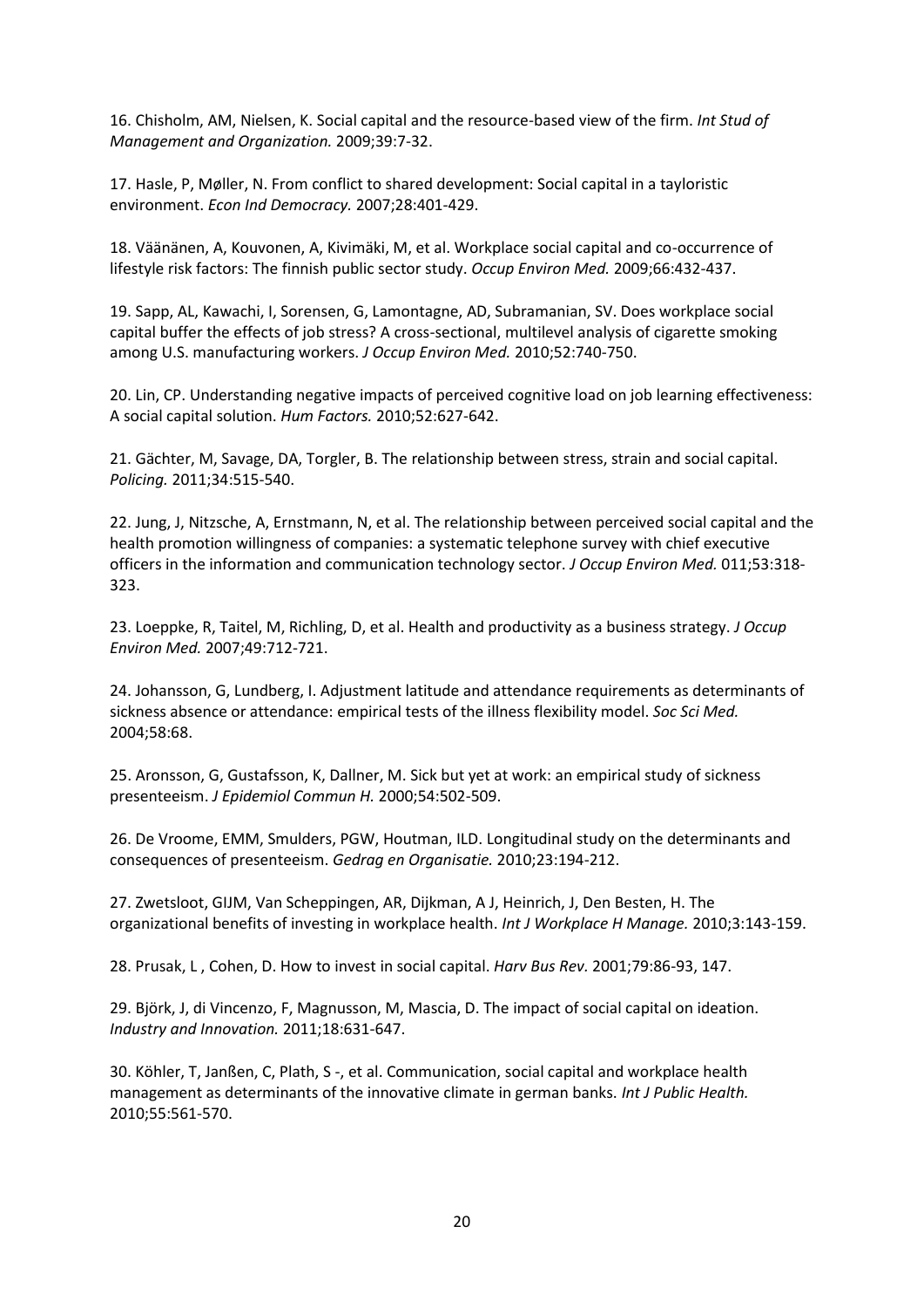16. Chisholm, AM, Nielsen, K. Social capital and the resource-based view of the firm. *Int Stud of Management and Organization.* 2009;39:7-32.

17. Hasle, P, Møller, N. From conflict to shared development: Social capital in a tayloristic environment. *Econ Ind Democracy.* 2007;28:401-429.

18. Väänänen, A, Kouvonen, A, Kivimäki, M, et al. Workplace social capital and co-occurrence of lifestyle risk factors: The finnish public sector study. *Occup Environ Med.* 2009;66:432-437.

19. Sapp, AL, Kawachi, I, Sorensen, G, Lamontagne, AD, Subramanian, SV. Does workplace social capital buffer the effects of job stress? A cross-sectional, multilevel analysis of cigarette smoking among U.S. manufacturing workers. *J Occup Environ Med.* 2010;52:740-750.

20. Lin, CP. Understanding negative impacts of perceived cognitive load on job learning effectiveness: A social capital solution. *Hum Factors.* 2010;52:627-642.

21. Gächter, M, Savage, DA, Torgler, B. The relationship between stress, strain and social capital. *Policing.* 2011;34:515-540.

22. Jung, J, Nitzsche, A, Ernstmann, N, et al. The relationship between perceived social capital and the health promotion willingness of companies: a systematic telephone survey with chief executive officers in the information and communication technology sector. *J Occup Environ Med.* 011;53:318-323.

23. Loeppke, R, Taitel, M, Richling, D, et al. Health and productivity as a business strategy. *J Occup Environ Med.* 2007;49:712-721.

24. Johansson, G, Lundberg, I. Adjustment latitude and attendance requirements as determinants of sickness absence or attendance: empirical tests of the illness flexibility model. *Soc Sci Med.* 2004;58:68.

25. Aronsson, G, Gustafsson, K, Dallner, M. Sick but yet at work: an empirical study of sickness presenteeism. *J Epidemiol Commun H.* 2000;54:502-509.

26. De Vroome, EMM, Smulders, PGW, Houtman, ILD. Longitudinal study on the determinants and consequences of presenteeism. *Gedrag en Organisatie.* 2010;23:194-212.

27. Zwetsloot, GIJM, Van Scheppingen, AR, Dijkman, A J, Heinrich, J, Den Besten, H. The organizational benefits of investing in workplace health. *Int J Workplace H Manage.* 2010;3:143-159.

28. Prusak, L , Cohen, D. How to invest in social capital. *Harv Bus Rev.* 2001;79:86-93, 147.

29. Björk, J, di Vincenzo, F, Magnusson, M, Mascia, D. The impact of social capital on ideation. *Industry and Innovation.* 2011;18:631-647.

30. Köhler, T, Janßen, C, Plath, S -, et al. Communication, social capital and workplace health management as determinants of the innovative climate in german banks. *Int J Public Health.* 2010;55:561-570.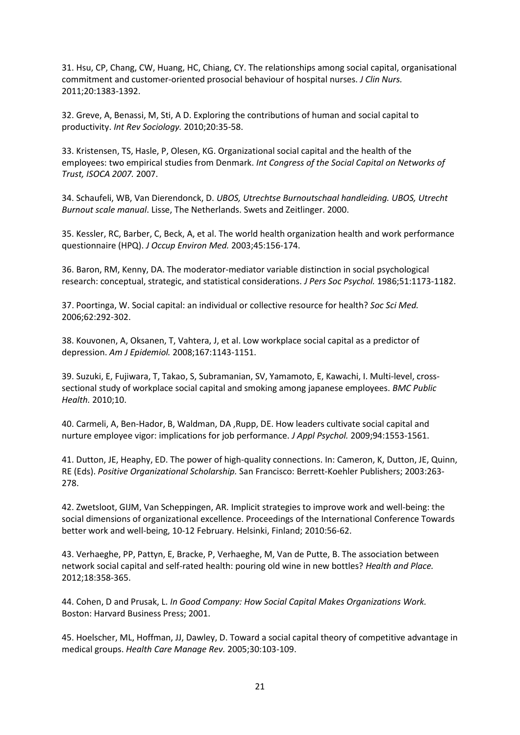31. Hsu, CP, Chang, CW, Huang, HC, Chiang, CY. The relationships among social capital, organisational commitment and customer-oriented prosocial behaviour of hospital nurses. *J Clin Nurs.* 2011;20:1383-1392.

32. Greve, A, Benassi, M, Sti, A D. Exploring the contributions of human and social capital to productivity. *Int Rev Sociology.* 2010;20:35-58.

33. Kristensen, TS, Hasle, P, Olesen, KG. Organizational social capital and the health of the employees: two empirical studies from Denmark. *Int Congress of the Social Capital on Networks of Trust, ISOCA 2007.* 2007.

34. Schaufeli, WB, Van Dierendonck, D. *UBOS, Utrechtse Burnoutschaal handleiding. UBOS, Utrecht Burnout scale manual*. Lisse, The Netherlands. Swets and Zeitlinger. 2000.

35. Kessler, RC, Barber, C, Beck, A, et al. The world health organization health and work performance questionnaire (HPQ). *J Occup Environ Med.* 2003;45:156-174.

36. Baron, RM, Kenny, DA. The moderator-mediator variable distinction in social psychological research: conceptual, strategic, and statistical considerations. *J Pers Soc Psychol.* 1986;51:1173-1182.

37. Poortinga, W. Social capital: an individual or collective resource for health? *Soc Sci Med.* 2006;62:292-302.

38. Kouvonen, A, Oksanen, T, Vahtera, J, et al. Low workplace social capital as a predictor of depression. *Am J Epidemiol.* 2008;167:1143-1151.

39. Suzuki, E, Fujiwara, T, Takao, S, Subramanian, SV, Yamamoto, E, Kawachi, I. Multi-level, cross-sectional study of workplace social capital and smoking among japanese employees. *BMC Public Health.* 2010;10.

40. Carmeli, A, Ben-Hador, B, Waldman, DA ,Rupp, DE. How leaders cultivate social capital and nurture employee vigor: implications for job performance. *J Appl Psychol.* 2009;94:1553-1561.

41. Dutton, JE, Heaphy, ED. The power of high-quality connections. In: Cameron, K, Dutton, JE, Quinn, RE (Eds). *Positive Organizational Scholarship.* San Francisco: Berrett-Koehler Publishers; 2003:263-278.

42. Zwetsloot, GIJM, Van Scheppingen, AR. Implicit strategies to improve work and well-being: the social dimensions of organizational excellence. Proceedings of the International Conference Towards better work and well-being, 10-12 February. Helsinki, Finland; 2010:56-62.

43. Verhaeghe, PP, Pattyn, E, Bracke, P, Verhaeghe, M, Van de Putte, B. The association between network social capital and self-rated health: pouring old wine in new bottles? *Health and Place.* 2012;18:358-365.

44. Cohen, D and Prusak, L. *In Good Company: How Social Capital Makes Organizations Work.* Boston: Harvard Business Press; 2001.

45. Hoelscher, ML, Hoffman, JJ, Dawley, D. Toward a social capital theory of competitive advantage in medical groups. *Health Care Manage Rev.* 2005;30:103-109.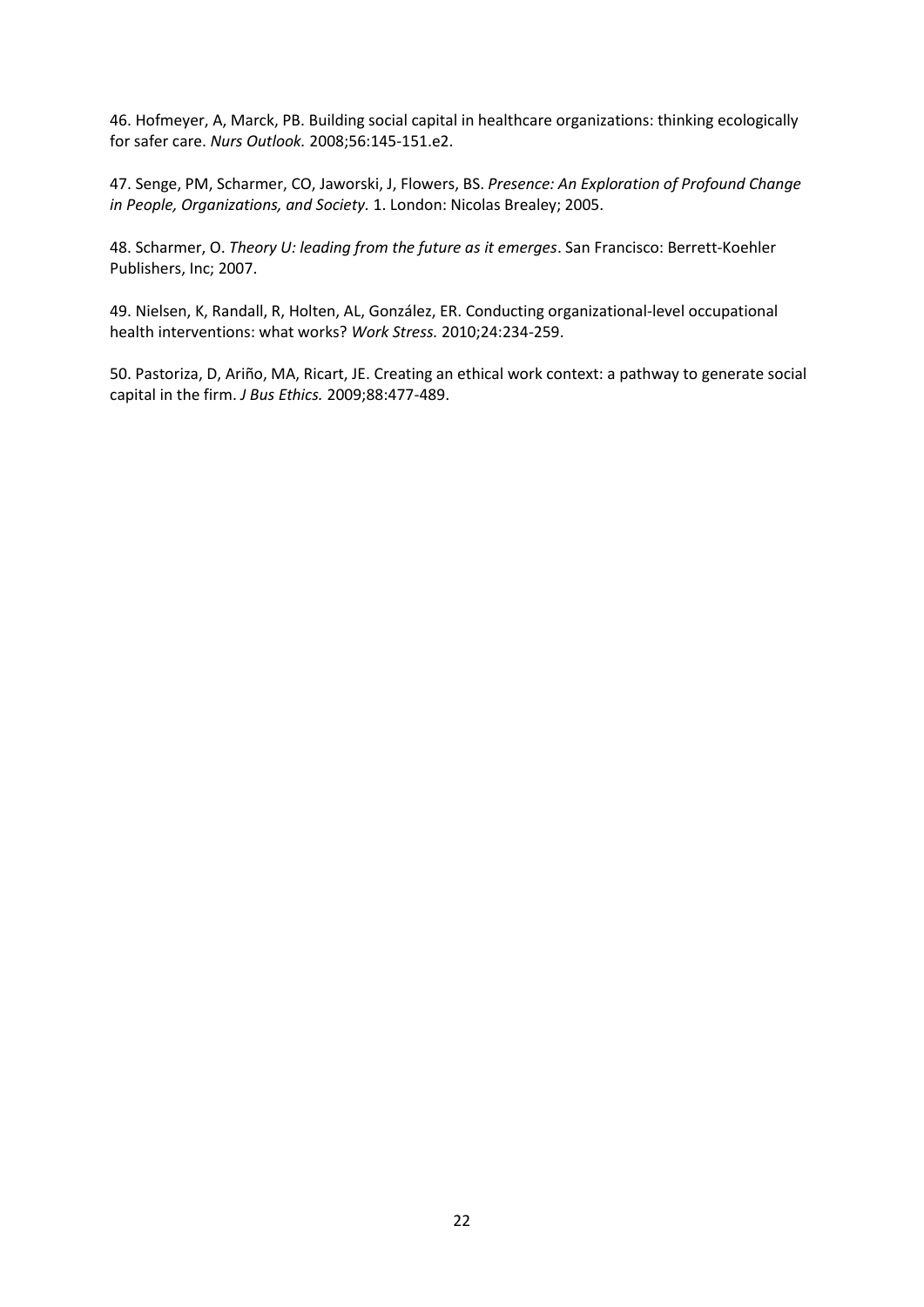46. Hofmeyer, A, Marck, PB. Building social capital in healthcare organizations: thinking ecologically for safer care. *Nurs Outlook.* 2008;56:145-151.e2.

47. Senge, PM, Scharmer, CO, Jaworski, J, Flowers, BS. *Presence: An Exploration of Profound Change in People, Organizations, and Society.* 1. London: Nicolas Brealey; 2005.

48. Scharmer, O. *Theory U: leading from the future as it emerges*. San Francisco: Berrett-Koehler Publishers, Inc; 2007.

49. Nielsen, K, Randall, R, Holten, AL, González, ER. Conducting organizational-level occupational health interventions: what works? *Work Stress.* 2010;24:234-259.

50. Pastoriza, D, Ariño, MA, Ricart, JE. Creating an ethical work context: a pathway to generate social capital in the firm. *J Bus Ethics.* 2009;88:477-489.